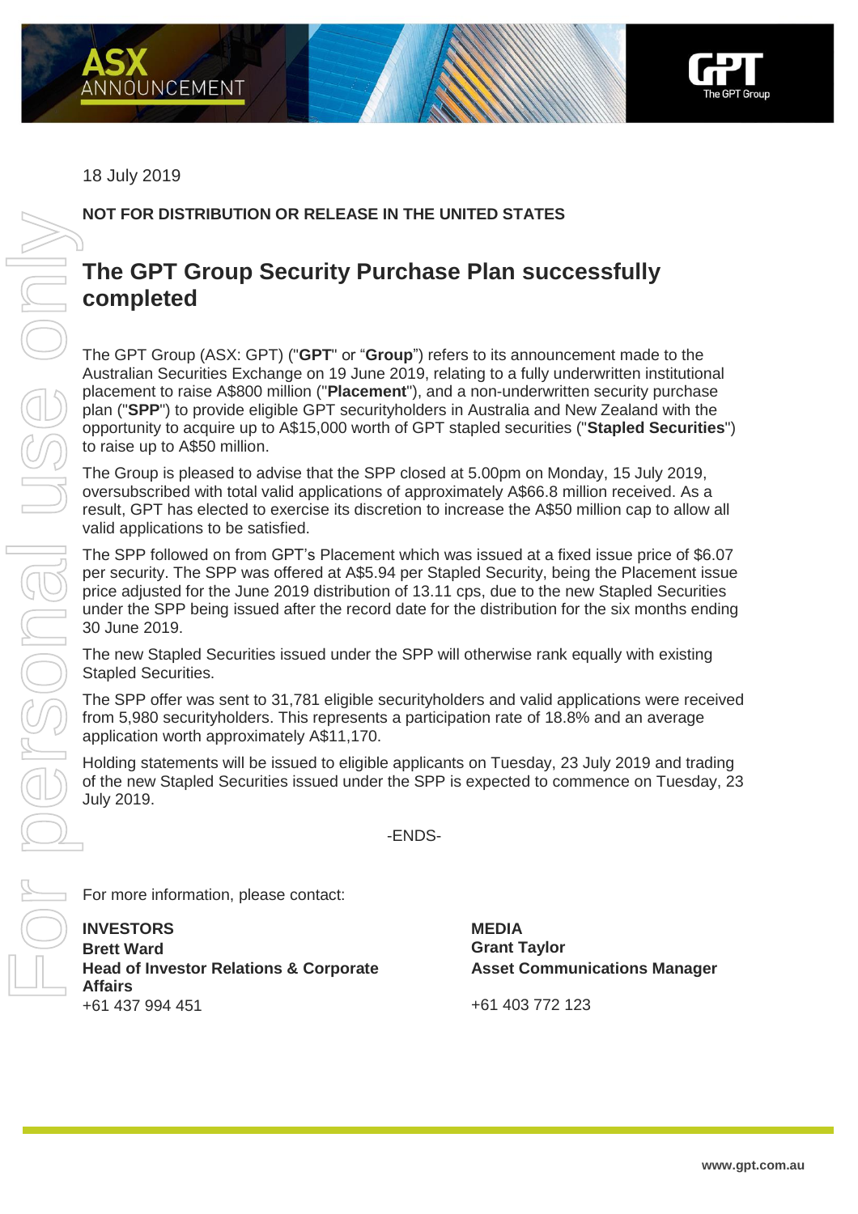18 July 2019

**NOT FOR DISTRIBUTION OR RELEASE IN THE UNITED STATES**

# The GPT Group Security Purchase Plan successfully completed

The GPT Group (ASX: GPT) ("**GPT**" or "**Group**") refers to its announcement made to the Australian Securities Exchange on 19 June 2019, relating to a fully underwritten institutional placement to raise A$800 million ("**Placement**"), and a non-underwritten security purchase plan ("**SPP**") to provide eligible GPT securityholders in Australia and New Zealand with the opportunity to acquire up to A$15,000 worth of GPT stapled securities ("**Stapled Securities**") to raise up to A$50 million.

The Group is pleased to advise that the SPP closed at 5.00pm on Monday, 15 July 2019, oversubscribed with total valid applications of approximately A$66.8 million received. As a result, GPT has elected to exercise its discretion to increase the A$50 million cap to allow all valid applications to be satisfied.

The SPP followed on from GPT's Placement which was issued at a fixed issue price of $6.07 per security. The SPP was offered at A$5.94 per Stapled Security, being the Placement issue price adjusted for the June 2019 distribution of 13.11 cps, due to the new Stapled Securities under the SPP being issued after the record date for the distribution for the six months ending 30 June 2019.

The new Stapled Securities issued under the SPP will otherwise rank equally with existing Stapled Securities.

The SPP offer was sent to 31,781 eligible securityholders and valid applications were received from 5,980 securityholders. This represents a participation rate of 18.8% and an average application worth approximately A$11,170.

Holding statements will be issued to eligible applicants on Tuesday, 23 July 2019 and trading of the new Stapled Securities issued under the SPP is expected to commence on Tuesday, 23 July 2019.

-ENDS-

For more information, please contact:

**INVESTORS**
**Brett Ward**
**Head of Investor Relations & Corporate Affairs**
+61 437 994 451

**MEDIA**
**Grant Taylor**
**Asset Communications Manager**
+61 403 772 123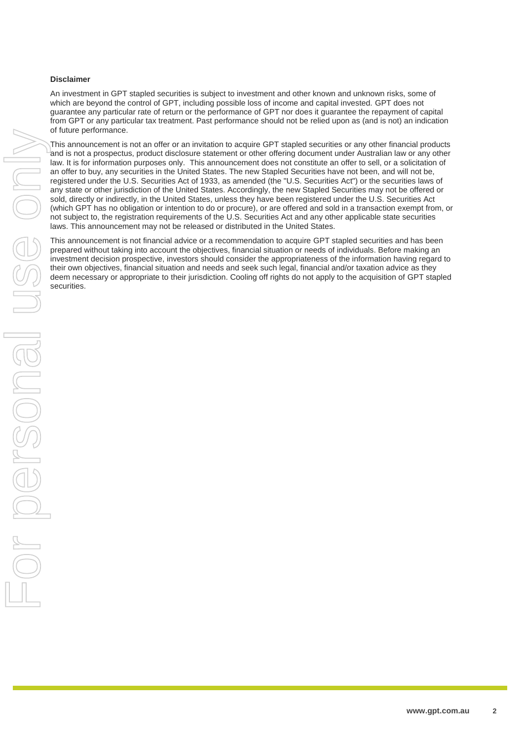**Disclaimer**

An investment in GPT stapled securities is subject to investment and other known and unknown risks, some of which are beyond the control of GPT, including possible loss of income and capital invested. GPT does not guarantee any particular rate of return or the performance of GPT nor does it guarantee the repayment of capital from GPT or any particular tax treatment. Past performance should not be relied upon as (and is not) an indication of future performance.

This announcement is not an offer or an invitation to acquire GPT stapled securities or any other financial products and is not a prospectus, product disclosure statement or other offering document under Australian law or any other law. It is for information purposes only. This announcement does not constitute an offer to sell, or a solicitation of an offer to buy, any securities in the United States. The new Stapled Securities have not been, and will not be, registered under the U.S. Securities Act of 1933, as amended (the "U.S. Securities Act") or the securities laws of any state or other jurisdiction of the United States. Accordingly, the new Stapled Securities may not be offered or sold, directly or indirectly, in the United States, unless they have been registered under the U.S. Securities Act (which GPT has no obligation or intention to do or procure), or are offered and sold in a transaction exempt from, or not subject to, the registration requirements of the U.S. Securities Act and any other applicable state securities laws. This announcement may not be released or distributed in the United States.

This announcement is not financial advice or a recommendation to acquire GPT stapled securities and has been prepared without taking into account the objectives, financial situation or needs of individuals. Before making an investment decision prospective, investors should consider the appropriateness of the information having regard to their own objectives, financial situation and needs and seek such legal, financial and/or taxation advice as they deem necessary or appropriate to their jurisdiction. Cooling off rights do not apply to the acquisition of GPT stapled securities.